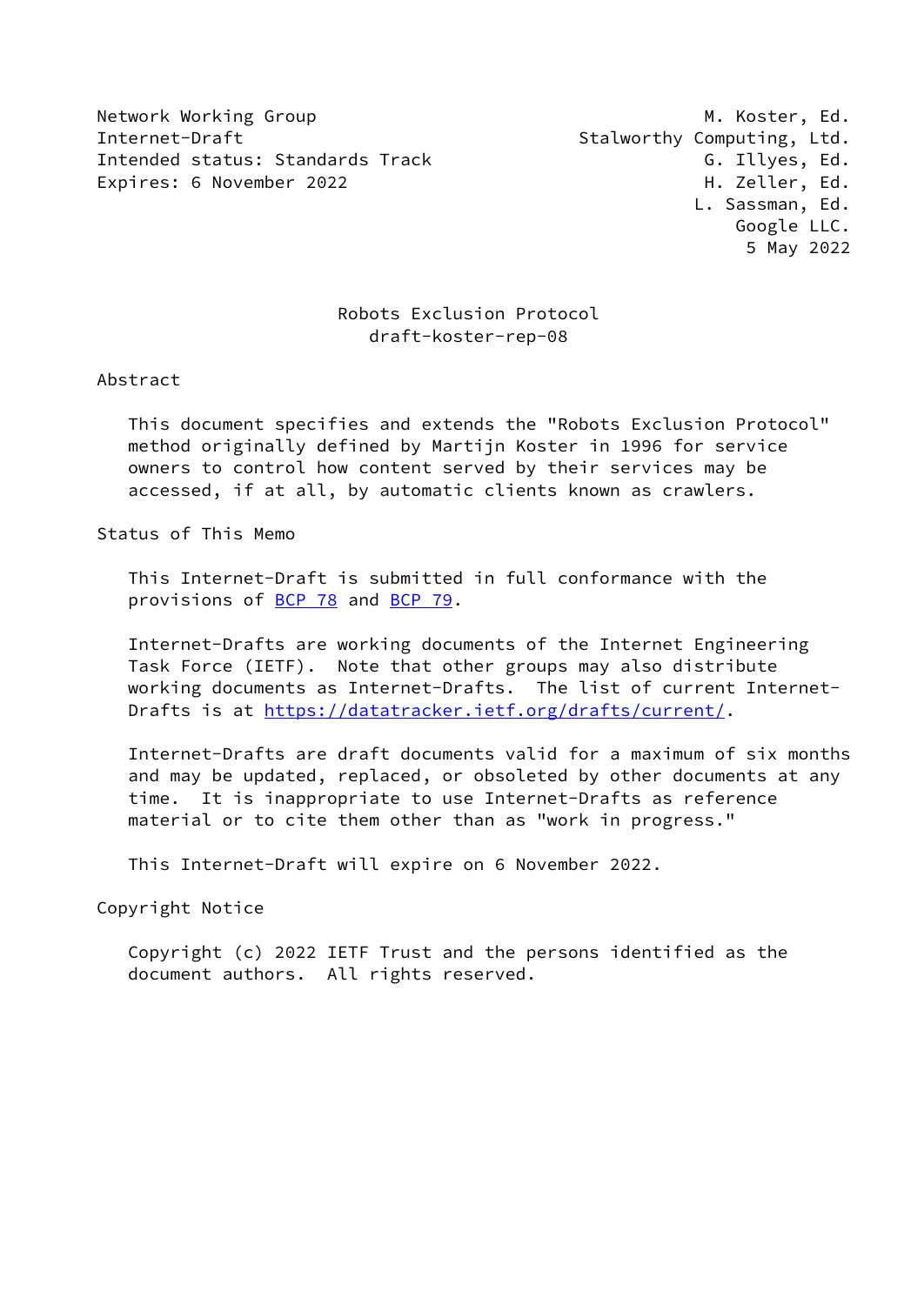Network Working Group M. Koster, Ed.
Internet-Draft Stalworthy Computing, Ltd.
Intended status: Standards Track G. Illyes, Ed.
Expires: 6 November 2022 H. Zeller, Ed.
L. Sassman, Ed.
Google LLC.
5 May 2022

# Robots Exclusion Protocol
draft-koster-rep-08

## Abstract

This document specifies and extends the "Robots Exclusion Protocol" method originally defined by Martijn Koster in 1996 for service owners to control how content served by their services may be accessed, if at all, by automatic clients known as crawlers.

## Status of This Memo

This Internet-Draft is submitted in full conformance with the provisions of BCP 78 and BCP 79.

Internet-Drafts are working documents of the Internet Engineering Task Force (IETF). Note that other groups may also distribute working documents as Internet-Drafts. The list of current Internet-Drafts is at https://datatracker.ietf.org/drafts/current/.

Internet-Drafts are draft documents valid for a maximum of six months and may be updated, replaced, or obsoleted by other documents at any time. It is inappropriate to use Internet-Drafts as reference material or to cite them other than as "work in progress."

This Internet-Draft will expire on 6 November 2022.

## Copyright Notice

Copyright (c) 2022 IETF Trust and the persons identified as the document authors. All rights reserved.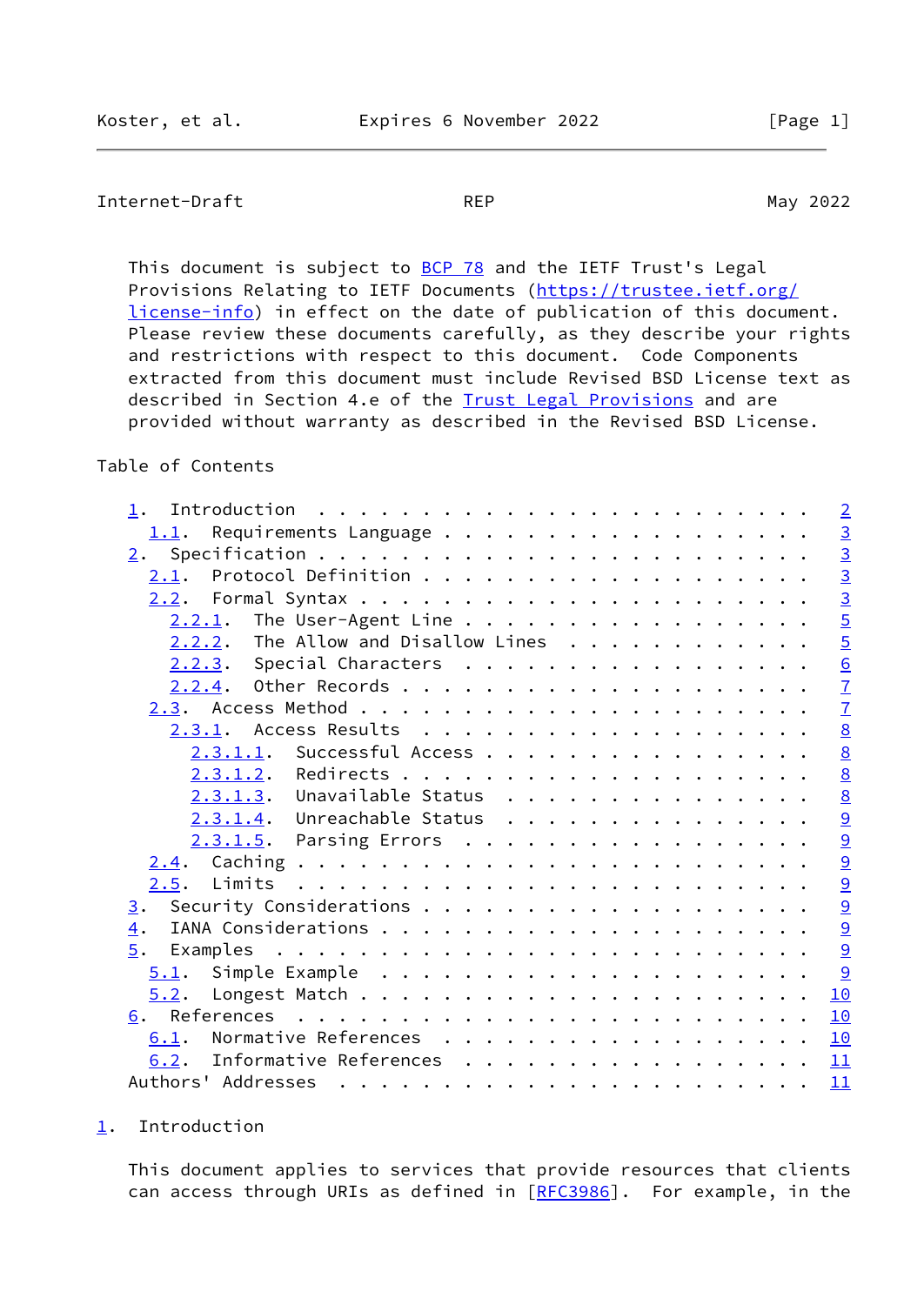This document is subject to BCP 78 and the IETF Trust's Legal Provisions Relating to IETF Documents (https://trustee.ietf.org/license-info) in effect on the date of publication of this document. Please review these documents carefully, as they describe your rights and restrictions with respect to this document. Code Components extracted from this document must include Revised BSD License text as described in Section 4.e of the Trust Legal Provisions and are provided without warranty as described in the Revised BSD License.

Table of Contents

```
   1.  Introduction . . . . . . . . . . . . . . . . . . . . . . . .   2
     1.1.  Requirements Language . . . . . . . . . . . . . . . . . .   3
   2.  Specification . . . . . . . . . . . . . . . . . . . . . . . .   3
     2.1.  Protocol Definition . . . . . . . . . . . . . . . . . . .   3
     2.2.  Formal Syntax . . . . . . . . . . . . . . . . . . . . . .   3
       2.2.1.  The User-Agent Line . . . . . . . . . . . . . . . . .   5
       2.2.2.  The Allow and Disallow Lines  . . . . . . . . . . . .   5
       2.2.3.  Special Characters  . . . . . . . . . . . . . . . . .   6
       2.2.4.  Other Records . . . . . . . . . . . . . . . . . . . .   7
     2.3.  Access Method . . . . . . . . . . . . . . . . . . . . . .   7
       2.3.1.  Access Results  . . . . . . . . . . . . . . . . . . .   8
         2.3.1.1.  Successful Access . . . . . . . . . . . . . . . .   8
         2.3.1.2.  Redirects . . . . . . . . . . . . . . . . . . . .   8
         2.3.1.3.  Unavailable Status  . . . . . . . . . . . . . . .   8
         2.3.1.4.  Unreachable Status  . . . . . . . . . . . . . . .   9
         2.3.1.5.  Parsing Errors  . . . . . . . . . . . . . . . . .   9
     2.4.  Caching . . . . . . . . . . . . . . . . . . . . . . . . .   9
     2.5.  Limits  . . . . . . . . . . . . . . . . . . . . . . . . .   9
   3.  Security Considerations . . . . . . . . . . . . . . . . . . .   9
   4.  IANA Considerations . . . . . . . . . . . . . . . . . . . . .   9
   5.  Examples  . . . . . . . . . . . . . . . . . . . . . . . . . .   9
     5.1.  Simple Example  . . . . . . . . . . . . . . . . . . . . .   9
     5.2.  Longest Match . . . . . . . . . . . . . . . . . . . . . .  10
   6.  References  . . . . . . . . . . . . . . . . . . . . . . . . .  10
     6.1.  Normative References  . . . . . . . . . . . . . . . . . .  10
     6.2.  Informative References  . . . . . . . . . . . . . . . . .  11
   Authors' Addresses  . . . . . . . . . . . . . . . . . . . . . . .  11
```

## 1. Introduction

This document applies to services that provide resources that clients can access through URIs as defined in [RFC3986]. For example, in the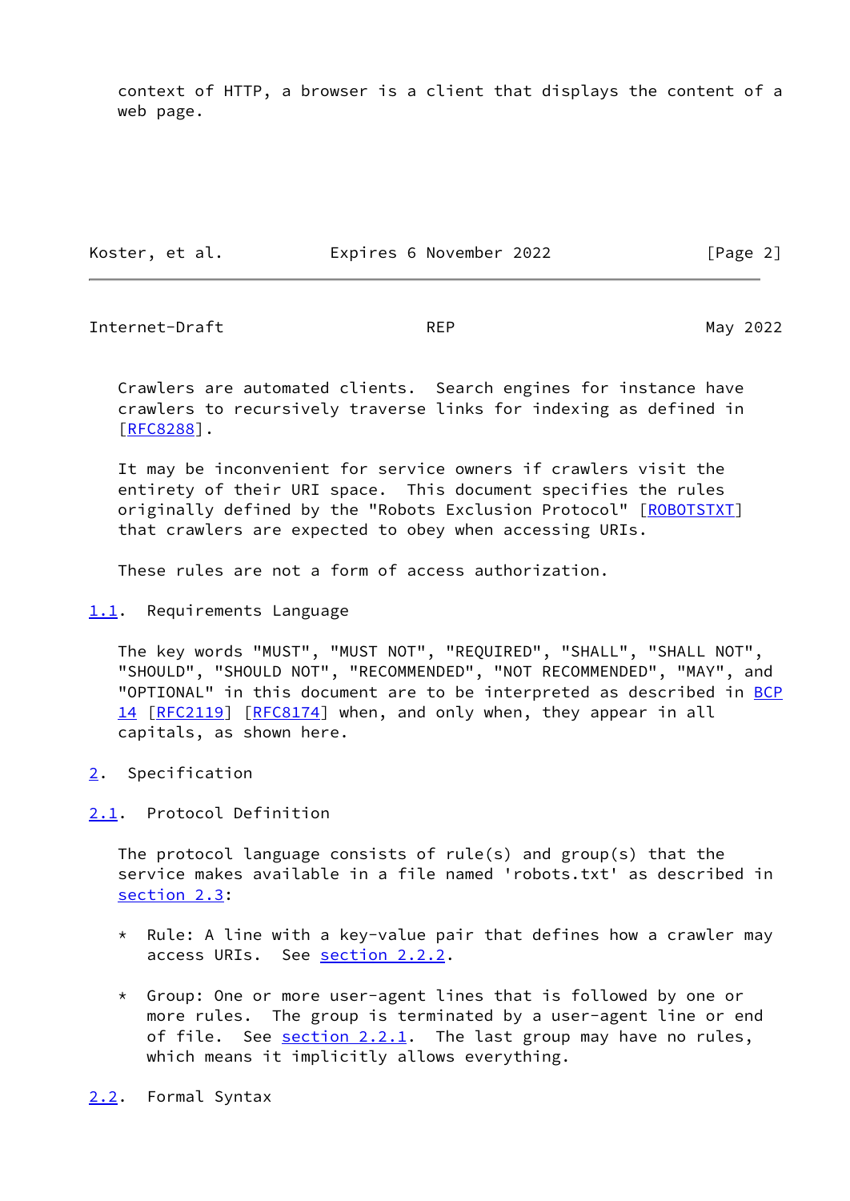context of HTTP, a browser is a client that displays the content of a web page.

Crawlers are automated clients. Search engines for instance have crawlers to recursively traverse links for indexing as defined in [RFC8288].

It may be inconvenient for service owners if crawlers visit the entirety of their URI space. This document specifies the rules originally defined by the "Robots Exclusion Protocol" [ROBOTSTXT] that crawlers are expected to obey when accessing URIs.

These rules are not a form of access authorization.

### 1.1. Requirements Language

The key words "MUST", "MUST NOT", "REQUIRED", "SHALL", "SHALL NOT", "SHOULD", "SHOULD NOT", "RECOMMENDED", "NOT RECOMMENDED", "MAY", and "OPTIONAL" in this document are to be interpreted as described in BCP 14 [RFC2119] [RFC8174] when, and only when, they appear in all capitals, as shown here.

## 2. Specification

### 2.1. Protocol Definition

The protocol language consists of rule(s) and group(s) that the service makes available in a file named 'robots.txt' as described in section 2.3:

* Rule: A line with a key-value pair that defines how a crawler may access URIs. See section 2.2.2.

* Group: One or more user-agent lines that is followed by one or more rules. The group is terminated by a user-agent line or end of file. See section 2.2.1. The last group may have no rules, which means it implicitly allows everything.

### 2.2. Formal Syntax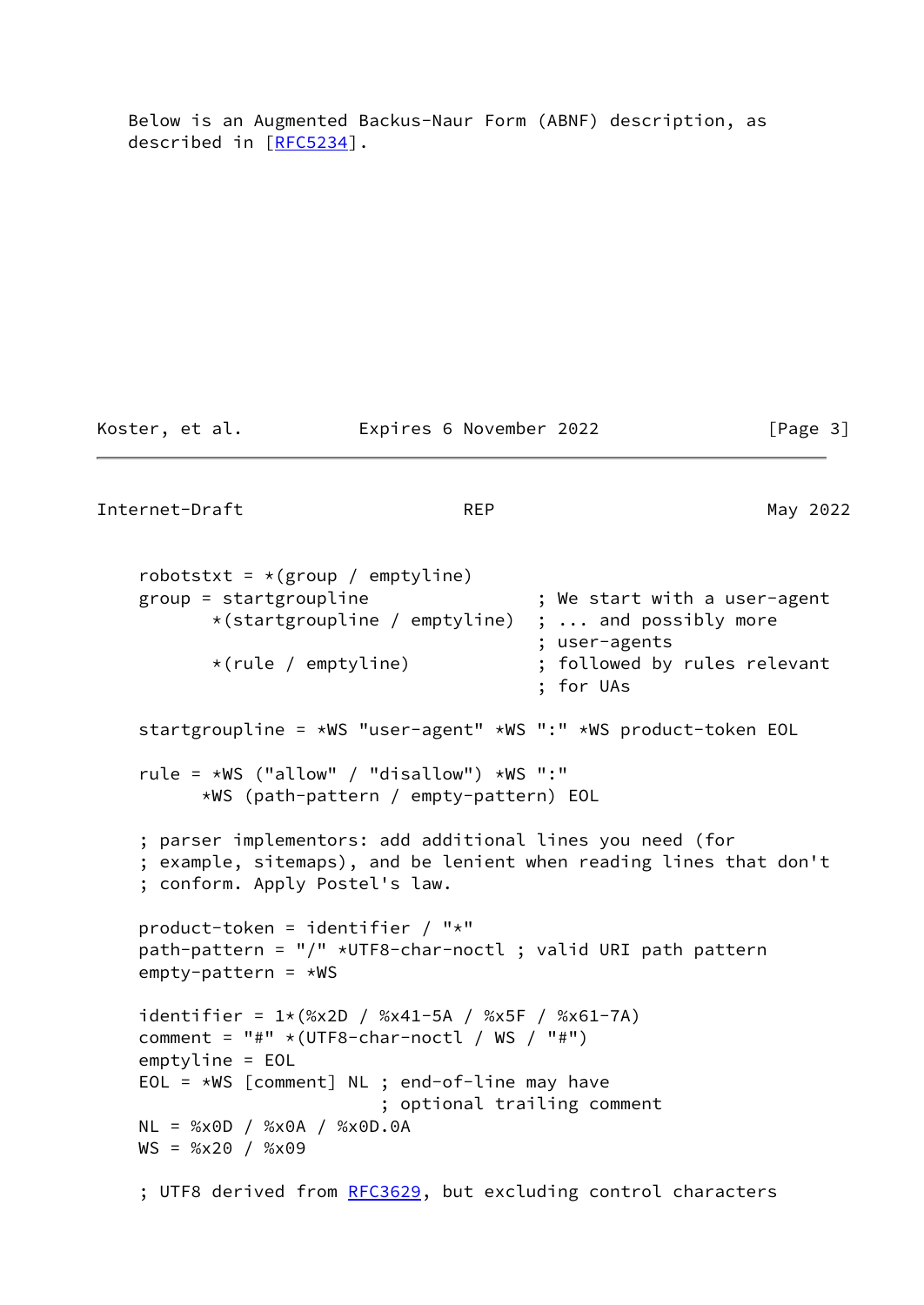Below is an Augmented Backus-Naur Form (ABNF) description, as described in [RFC5234].

```
robotstxt = *(group / emptyline)
group = startgroupline                ; We start with a user-agent
       *(startgroupline / emptyline)  ; ... and possibly more
                                      ; user-agents
       *(rule / emptyline)            ; followed by rules relevant
                                      ; for UAs

startgroupline = *WS "user-agent" *WS ":" *WS product-token EOL

rule = *WS ("allow" / "disallow") *WS ":"
      *WS (path-pattern / empty-pattern) EOL

; parser implementors: add additional lines you need (for
; example, sitemaps), and be lenient when reading lines that don't
; conform. Apply Postel's law.

product-token = identifier / "*"
path-pattern = "/" *UTF8-char-noctl ; valid URI path pattern
empty-pattern = *WS

identifier = 1*(%x2D / %x41-5A / %x5F / %x61-7A)
comment = "#" *(UTF8-char-noctl / WS / "#")
emptyline = EOL
EOL = *WS [comment] NL ; end-of-line may have
                       ; optional trailing comment
NL = %x0D / %x0A / %x0D.0A
WS = %x20 / %x09

; UTF8 derived from RFC3629, but excluding control characters
```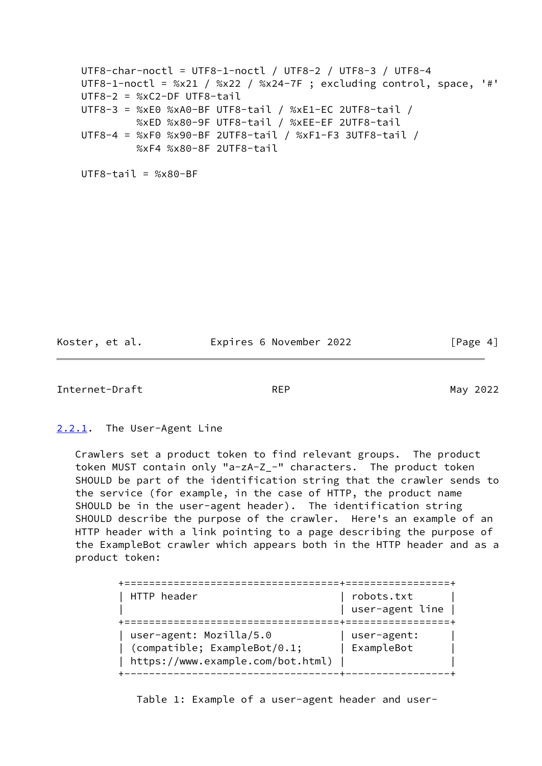```
UTF8-char-noctl = UTF8-1-noctl / UTF8-2 / UTF8-3 / UTF8-4
UTF8-1-noctl = %x21 / %x22 / %x24-7F ; excluding control, space, '#'
UTF8-2 = %xC2-DF UTF8-tail
UTF8-3 = %xE0 %xA0-BF UTF8-tail / %xE1-EC 2UTF8-tail /
         %xED %x80-9F UTF8-tail / %xEE-EF 2UTF8-tail
UTF8-4 = %xF0 %x90-BF 2UTF8-tail / %xF1-F3 3UTF8-tail /
         %xF4 %x80-8F 2UTF8-tail

UTF8-tail = %x80-BF
```

### 2.2.1. The User-Agent Line

Crawlers set a product token to find relevant groups. The product token MUST contain only "a-zA-Z_-" characters. The product token SHOULD be part of the identification string that the crawler sends to the service (for example, in the case of HTTP, the product name SHOULD be in the user-agent header). The identification string SHOULD describe the purpose of the crawler. Here's an example of an HTTP header with a link pointing to a page describing the purpose of the ExampleBot crawler which appears both in the HTTP header and as a product token:

| HTTP header | robots.txt user-agent line |
| --- | --- |
| user-agent: Mozilla/5.0 (compatible; ExampleBot/0.1; https://www.example.com/bot.html) | user-agent: ExampleBot |

Table 1: Example of a user-agent header and user-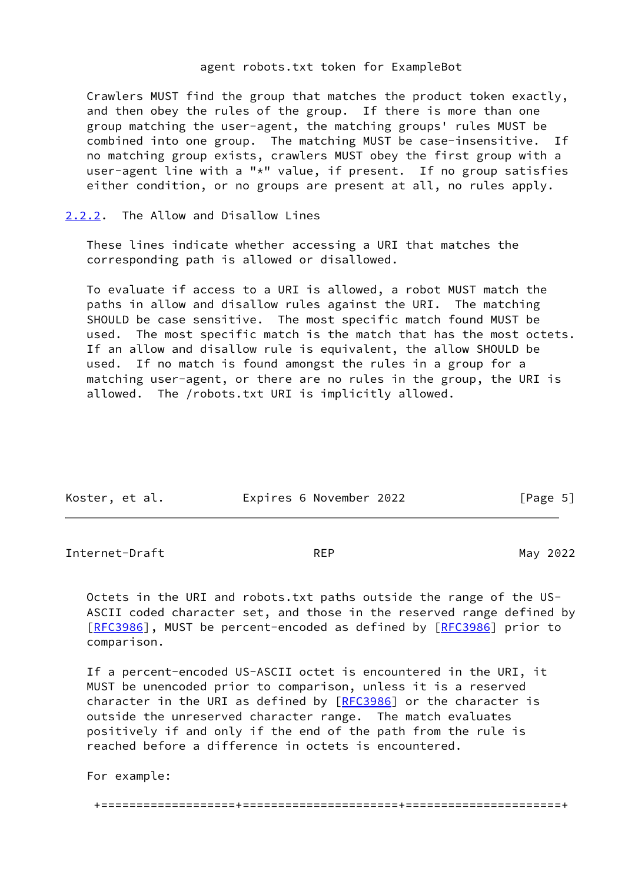agent robots.txt token for ExampleBot

Crawlers MUST find the group that matches the product token exactly, and then obey the rules of the group. If there is more than one group matching the user-agent, the matching groups' rules MUST be combined into one group. The matching MUST be case-insensitive. If no matching group exists, crawlers MUST obey the first group with a user-agent line with a "*" value, if present. If no group satisfies either condition, or no groups are present at all, no rules apply.

### 2.2.2. The Allow and Disallow Lines

These lines indicate whether accessing a URI that matches the corresponding path is allowed or disallowed.

To evaluate if access to a URI is allowed, a robot MUST match the paths in allow and disallow rules against the URI. The matching SHOULD be case sensitive. The most specific match found MUST be used. The most specific match is the match that has the most octets. If an allow and disallow rule is equivalent, the allow SHOULD be used. If no match is found amongst the rules in a group for a matching user-agent, or there are no rules in the group, the URI is allowed. The /robots.txt URI is implicitly allowed.

Octets in the URI and robots.txt paths outside the range of the US-ASCII coded character set, and those in the reserved range defined by [RFC3986], MUST be percent-encoded as defined by [RFC3986] prior to comparison.

If a percent-encoded US-ASCII octet is encountered in the URI, it MUST be unencoded prior to comparison, unless it is a reserved character in the URI as defined by [RFC3986] or the character is outside the unreserved character range. The match evaluates positively if and only if the end of the path from the rule is reached before a difference in octets is encountered.

For example: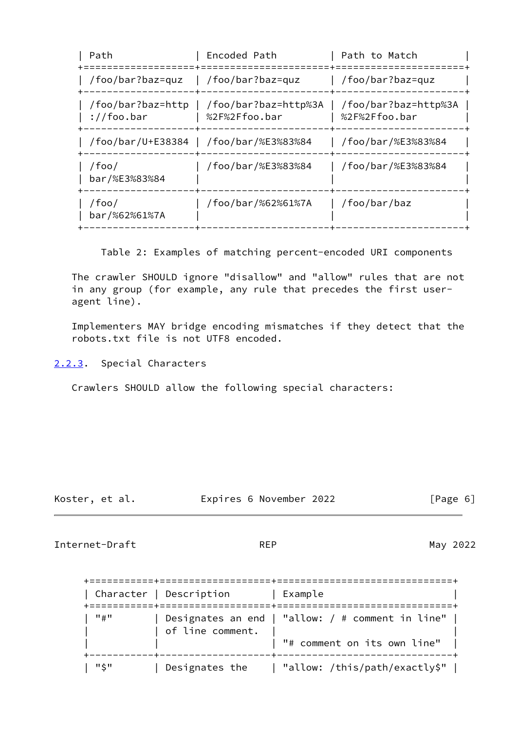| Path | Encoded Path | Path to Match |
| --- | --- | --- |
| /foo/bar?baz=quz | /foo/bar?baz=quz | /foo/bar?baz=quz |
| /foo/bar?baz=http://foo.bar | /foo/bar?baz=http%3A%2F%2Ffoo.bar | /foo/bar?baz=http%3A%2F%2Ffoo.bar |
| /foo/bar/U+E38384 | /foo/bar/%E3%83%84 | /foo/bar/%E3%83%84 |
| /foo/bar/%E3%83%84 | /foo/bar/%E3%83%84 | /foo/bar/%E3%83%84 |
| /foo/bar/%62%61%7A | /foo/bar/%62%61%7A | /foo/bar/baz |

Table 2: Examples of matching percent-encoded URI components

The crawler SHOULD ignore "disallow" and "allow" rules that are not in any group (for example, any rule that precedes the first user-agent line).

Implementers MAY bridge encoding mismatches if they detect that the robots.txt file is not UTF8 encoded.

### 2.2.3. Special Characters

Crawlers SHOULD allow the following special characters:

| Character | Description | Example |
| --- | --- | --- |
| "#" | Designates an end of line comment. | "allow: / # comment in line"<br><br>"# comment on its own line" |
| "$" | Designates the | "allow: /this/path/exactly$" |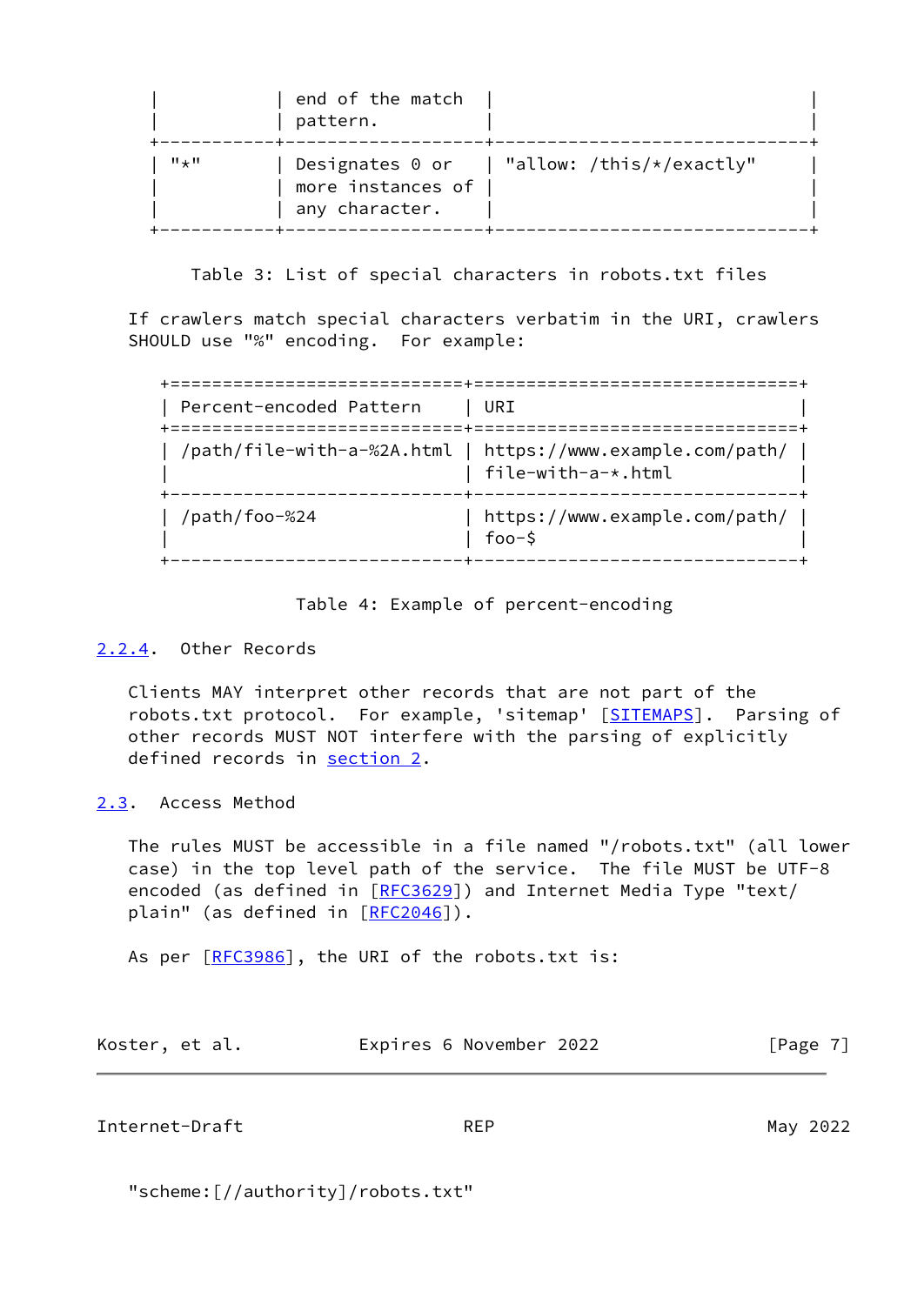|  | end of the match pattern. |  |
|---|---|---|
| "*" | Designates 0 or more instances of any character. | "allow: /this/*/exactly" |

Table 3: List of special characters in robots.txt files

If crawlers match special characters verbatim in the URI, crawlers SHOULD use "%" encoding. For example:

| Percent-encoded Pattern | URI |
|---|---|
| /path/file-with-a-%2A.html | https://www.example.com/path/file-with-a-*.html |
| /path/foo-%24 | https://www.example.com/path/foo-$ |

Table 4: Example of percent-encoding

#### 2.2.4. Other Records

Clients MAY interpret other records that are not part of the robots.txt protocol. For example, 'sitemap' [SITEMAPS]. Parsing of other records MUST NOT interfere with the parsing of explicitly defined records in section 2.

### 2.3. Access Method

The rules MUST be accessible in a file named "/robots.txt" (all lower case) in the top level path of the service. The file MUST be UTF-8 encoded (as defined in [RFC3629]) and Internet Media Type "text/plain" (as defined in [RFC2046]).

As per [RFC3986], the URI of the robots.txt is:

"scheme:[//authority]/robots.txt"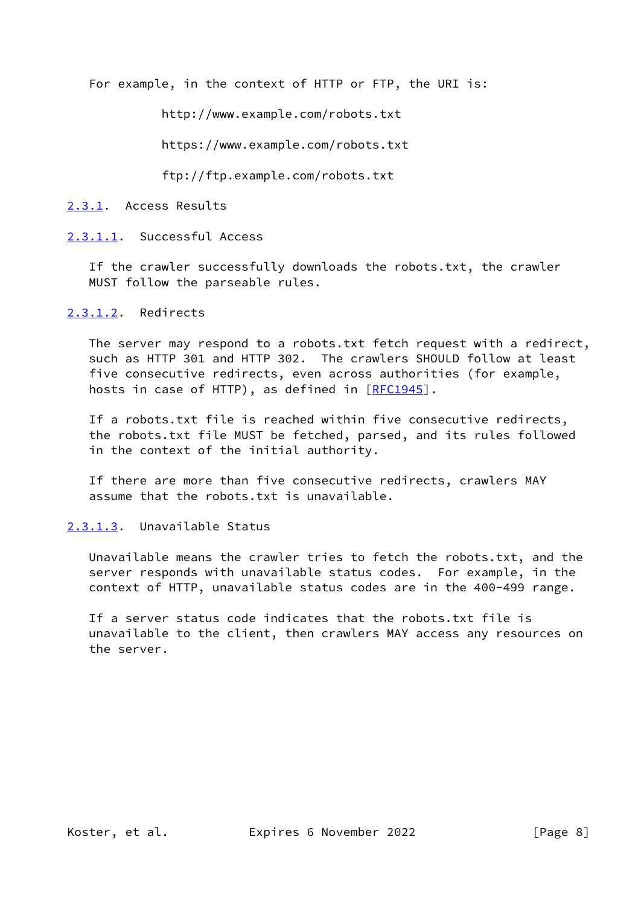For example, in the context of HTTP or FTP, the URI is:

```
http://www.example.com/robots.txt

https://www.example.com/robots.txt

ftp://ftp.example.com/robots.txt
```

### 2.3.1. Access Results

#### 2.3.1.1. Successful Access

If the crawler successfully downloads the robots.txt, the crawler MUST follow the parseable rules.

#### 2.3.1.2. Redirects

The server may respond to a robots.txt fetch request with a redirect, such as HTTP 301 and HTTP 302. The crawlers SHOULD follow at least five consecutive redirects, even across authorities (for example, hosts in case of HTTP), as defined in [RFC1945].

If a robots.txt file is reached within five consecutive redirects, the robots.txt file MUST be fetched, parsed, and its rules followed in the context of the initial authority.

If there are more than five consecutive redirects, crawlers MAY assume that the robots.txt is unavailable.

#### 2.3.1.3. Unavailable Status

Unavailable means the crawler tries to fetch the robots.txt, and the server responds with unavailable status codes. For example, in the context of HTTP, unavailable status codes are in the 400-499 range.

If a server status code indicates that the robots.txt file is unavailable to the client, then crawlers MAY access any resources on the server.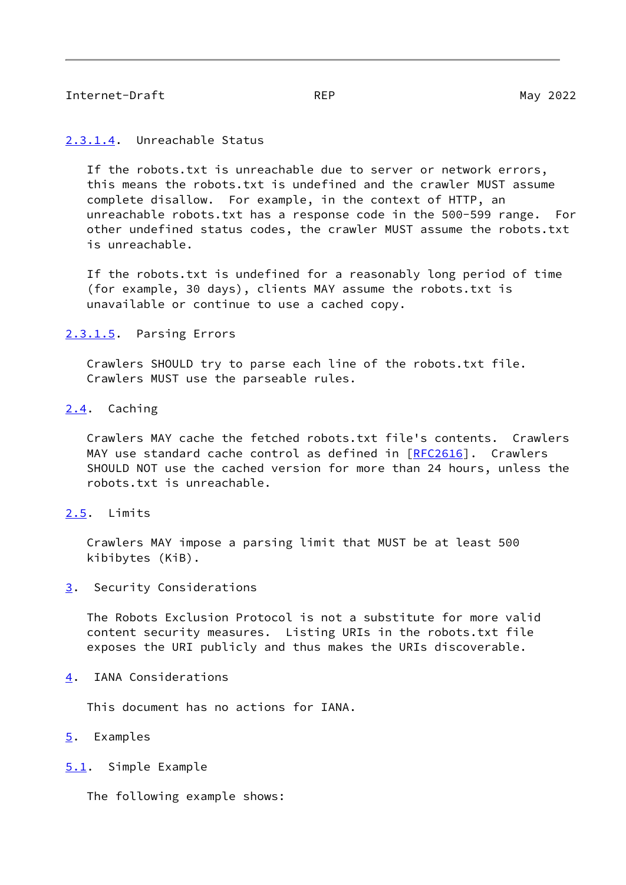#### 2.3.1.4. Unreachable Status

If the robots.txt is unreachable due to server or network errors, this means the robots.txt is undefined and the crawler MUST assume complete disallow. For example, in the context of HTTP, an unreachable robots.txt has a response code in the 500-599 range. For other undefined status codes, the crawler MUST assume the robots.txt is unreachable.

If the robots.txt is undefined for a reasonably long period of time (for example, 30 days), clients MAY assume the robots.txt is unavailable or continue to use a cached copy.

#### 2.3.1.5. Parsing Errors

Crawlers SHOULD try to parse each line of the robots.txt file. Crawlers MUST use the parseable rules.

### 2.4. Caching

Crawlers MAY cache the fetched robots.txt file's contents. Crawlers MAY use standard cache control as defined in [RFC2616]. Crawlers SHOULD NOT use the cached version for more than 24 hours, unless the robots.txt is unreachable.

### 2.5. Limits

Crawlers MAY impose a parsing limit that MUST be at least 500 kibibytes (KiB).

## 3. Security Considerations

The Robots Exclusion Protocol is not a substitute for more valid content security measures. Listing URIs in the robots.txt file exposes the URI publicly and thus makes the URIs discoverable.

## 4. IANA Considerations

This document has no actions for IANA.

## 5. Examples

### 5.1. Simple Example

The following example shows: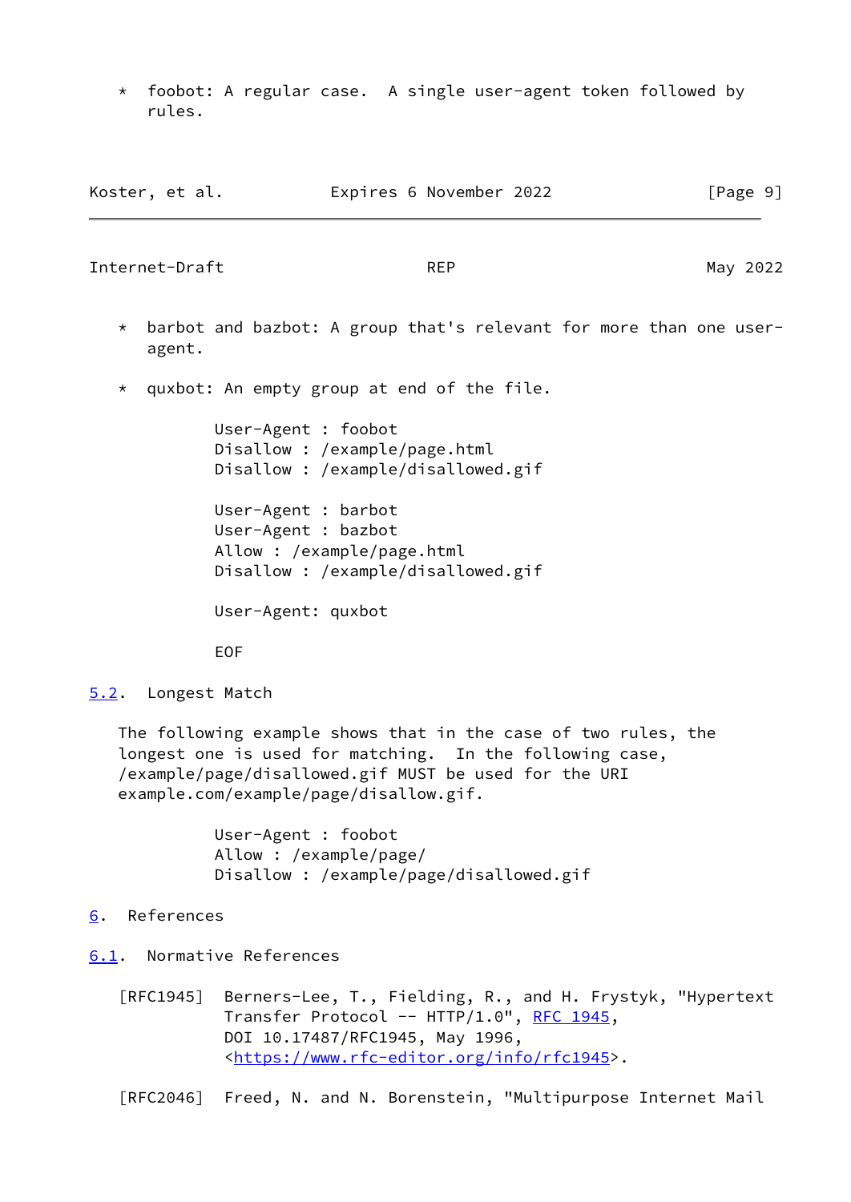* foobot: A regular case. A single user-agent token followed by rules.

* barbot and bazbot: A group that's relevant for more than one user-agent.

* quxbot: An empty group at end of the file.

```
User-Agent : foobot
Disallow : /example/page.html
Disallow : /example/disallowed.gif

User-Agent : barbot
User-Agent : bazbot
Allow : /example/page.html
Disallow : /example/disallowed.gif

User-Agent: quxbot

EOF
```

### 5.2. Longest Match

The following example shows that in the case of two rules, the longest one is used for matching. In the following case, /example/page/disallowed.gif MUST be used for the URI example.com/example/page/disallow.gif.

```
User-Agent : foobot
Allow : /example/page/
Disallow : /example/page/disallowed.gif
```

## 6. References

### 6.1. Normative References

[RFC1945] Berners-Lee, T., Fielding, R., and H. Frystyk, "Hypertext Transfer Protocol -- HTTP/1.0", RFC 1945, DOI 10.17487/RFC1945, May 1996, <https://www.rfc-editor.org/info/rfc1945>.

[RFC2046] Freed, N. and N. Borenstein, "Multipurpose Internet Mail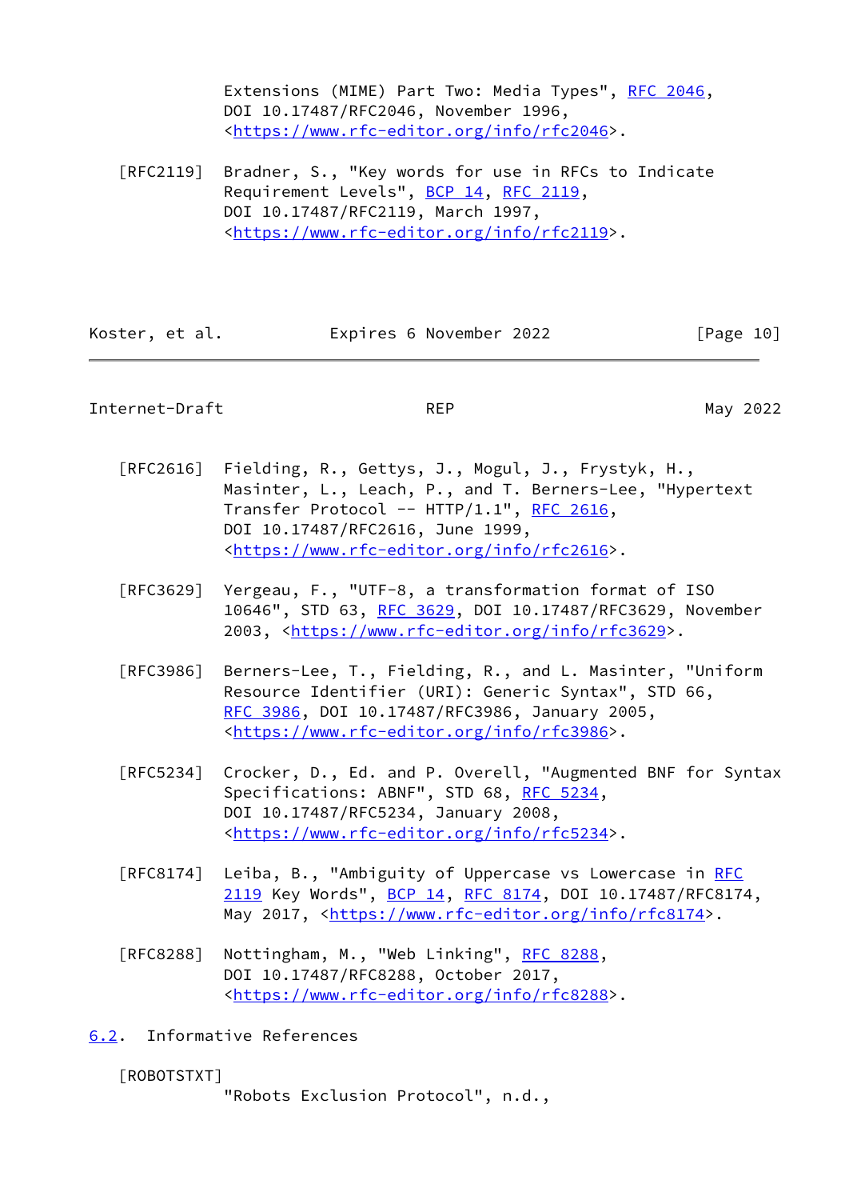Extensions (MIME) Part Two: Media Types", RFC 2046, DOI 10.17487/RFC2046, November 1996, <https://www.rfc-editor.org/info/rfc2046>.

[RFC2119] Bradner, S., "Key words for use in RFCs to Indicate Requirement Levels", BCP 14, RFC 2119, DOI 10.17487/RFC2119, March 1997, <https://www.rfc-editor.org/info/rfc2119>.

[RFC2616] Fielding, R., Gettys, J., Mogul, J., Frystyk, H., Masinter, L., Leach, P., and T. Berners-Lee, "Hypertext Transfer Protocol -- HTTP/1.1", RFC 2616, DOI 10.17487/RFC2616, June 1999, <https://www.rfc-editor.org/info/rfc2616>.

[RFC3629] Yergeau, F., "UTF-8, a transformation format of ISO 10646", STD 63, RFC 3629, DOI 10.17487/RFC3629, November 2003, <https://www.rfc-editor.org/info/rfc3629>.

[RFC3986] Berners-Lee, T., Fielding, R., and L. Masinter, "Uniform Resource Identifier (URI): Generic Syntax", STD 66, RFC 3986, DOI 10.17487/RFC3986, January 2005, <https://www.rfc-editor.org/info/rfc3986>.

[RFC5234] Crocker, D., Ed. and P. Overell, "Augmented BNF for Syntax Specifications: ABNF", STD 68, RFC 5234, DOI 10.17487/RFC5234, January 2008, <https://www.rfc-editor.org/info/rfc5234>.

[RFC8174] Leiba, B., "Ambiguity of Uppercase vs Lowercase in RFC 2119 Key Words", BCP 14, RFC 8174, DOI 10.17487/RFC8174, May 2017, <https://www.rfc-editor.org/info/rfc8174>.

[RFC8288] Nottingham, M., "Web Linking", RFC 8288, DOI 10.17487/RFC8288, October 2017, <https://www.rfc-editor.org/info/rfc8288>.

## 6.2. Informative References

[ROBOTSTXT] "Robots Exclusion Protocol", n.d.,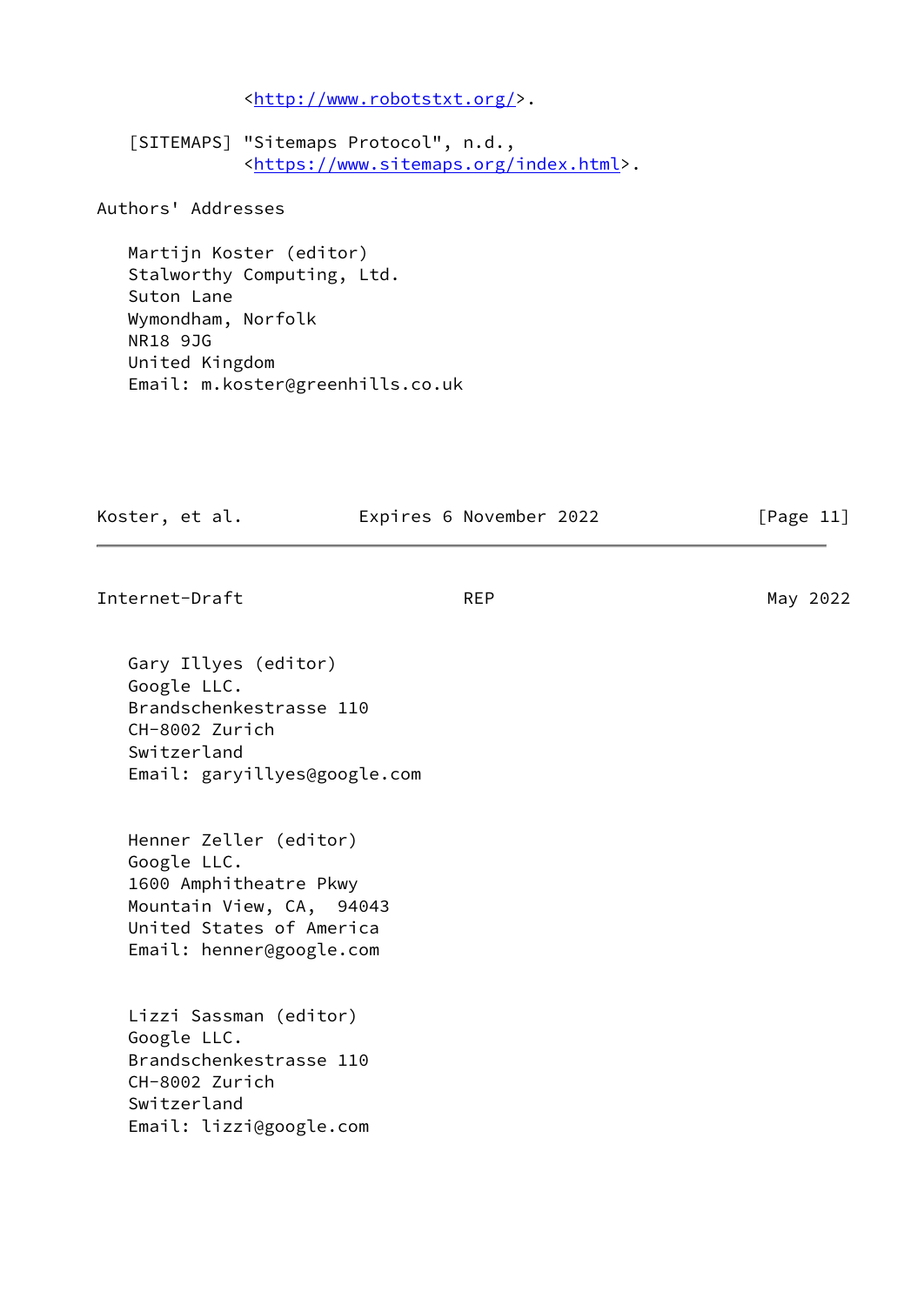<http://www.robotstxt.org/>.

[SITEMAPS] "Sitemaps Protocol", n.d.,
<https://www.sitemaps.org/index.html>.

## Authors' Addresses

Martijn Koster (editor)
Stalworthy Computing, Ltd.
Suton Lane
Wymondham, Norfolk
NR18 9JG
United Kingdom
Email: m.koster@greenhills.co.uk

Gary Illyes (editor)
Google LLC.
Brandschenkestrasse 110
CH-8002 Zurich
Switzerland
Email: garyillyes@google.com

Henner Zeller (editor)
Google LLC.
1600 Amphitheatre Pkwy
Mountain View, CA,  94043
United States of America
Email: henner@google.com

Lizzi Sassman (editor)
Google LLC.
Brandschenkestrasse 110
CH-8002 Zurich
Switzerland
Email: lizzi@google.com